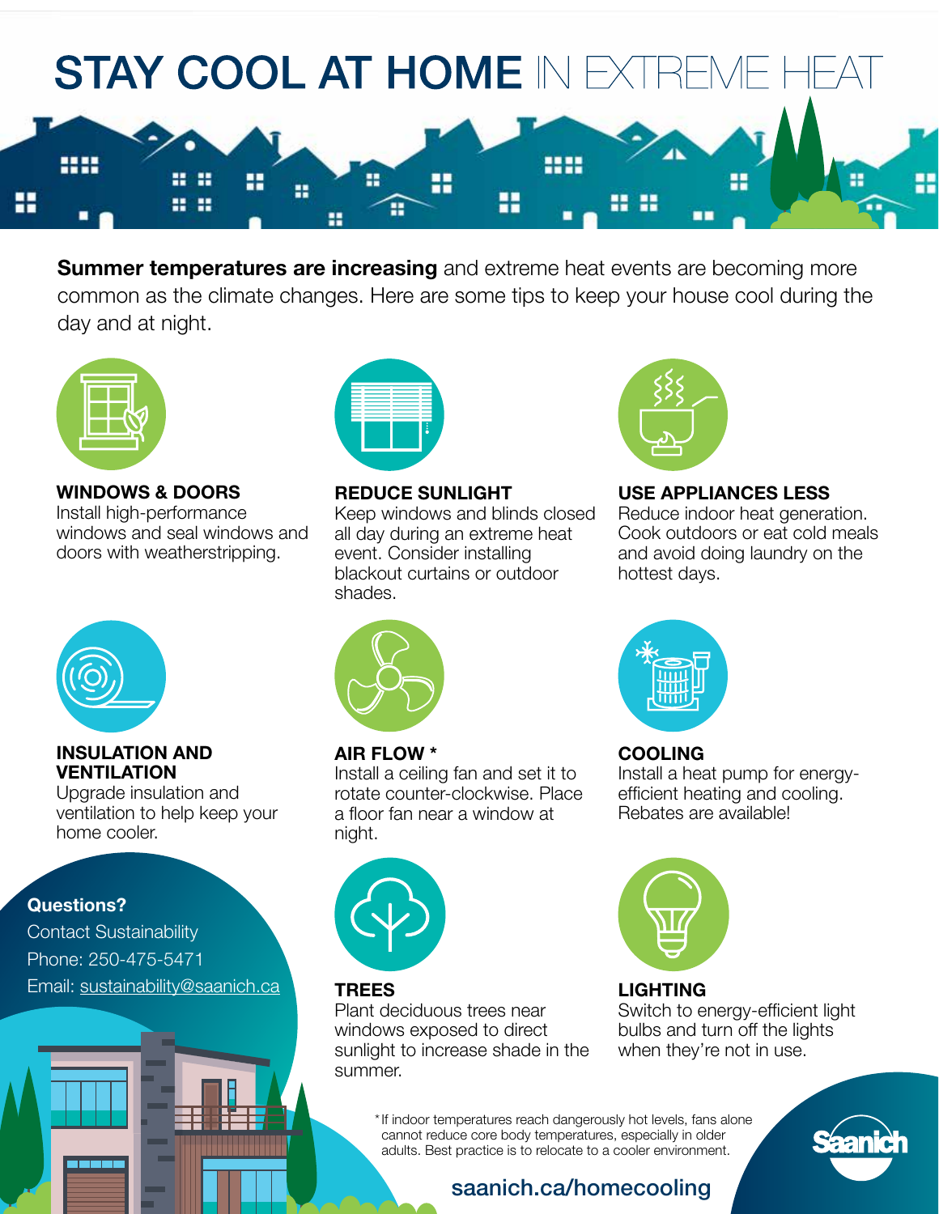# STAY COOL AT HOME IN EXTREME HEAT

**Summer temperatures are increasing** and extreme heat events are becoming more common as the climate changes. Here are some tips to keep your house cool during the day and at night.

**WINDOWS & DOORS**
Install high-performance windows and seal windows and doors with weatherstripping.

**REDUCE SUNLIGHT**
Keep windows and blinds closed all day during an extreme heat event. Consider installing blackout curtains or outdoor shades.

**USE APPLIANCES LESS**
Reduce indoor heat generation. Cook outdoors or eat cold meals and avoid doing laundry on the hottest days.

**INSULATION AND VENTILATION**
Upgrade insulation and ventilation to help keep your home cooler.

**AIR FLOW ***
Install a ceiling fan and set it to rotate counter-clockwise. Place a floor fan near a window at night.

**COOLING**
Install a heat pump for energy-efficient heating and cooling. Rebates are available!

**TREES**
Plant deciduous trees near windows exposed to direct sunlight to increase shade in the summer.

**LIGHTING**
Switch to energy-efficient light bulbs and turn off the lights when they're not in use.

**Questions?**
Contact Sustainability
Phone: 250-475-5471
Email: sustainability@saanich.ca

*If indoor temperatures reach dangerously hot levels, fans alone cannot reduce core body temperatures, especially in older adults. Best practice is to relocate to a cooler environment.

saanich.ca/homecooling

Saanich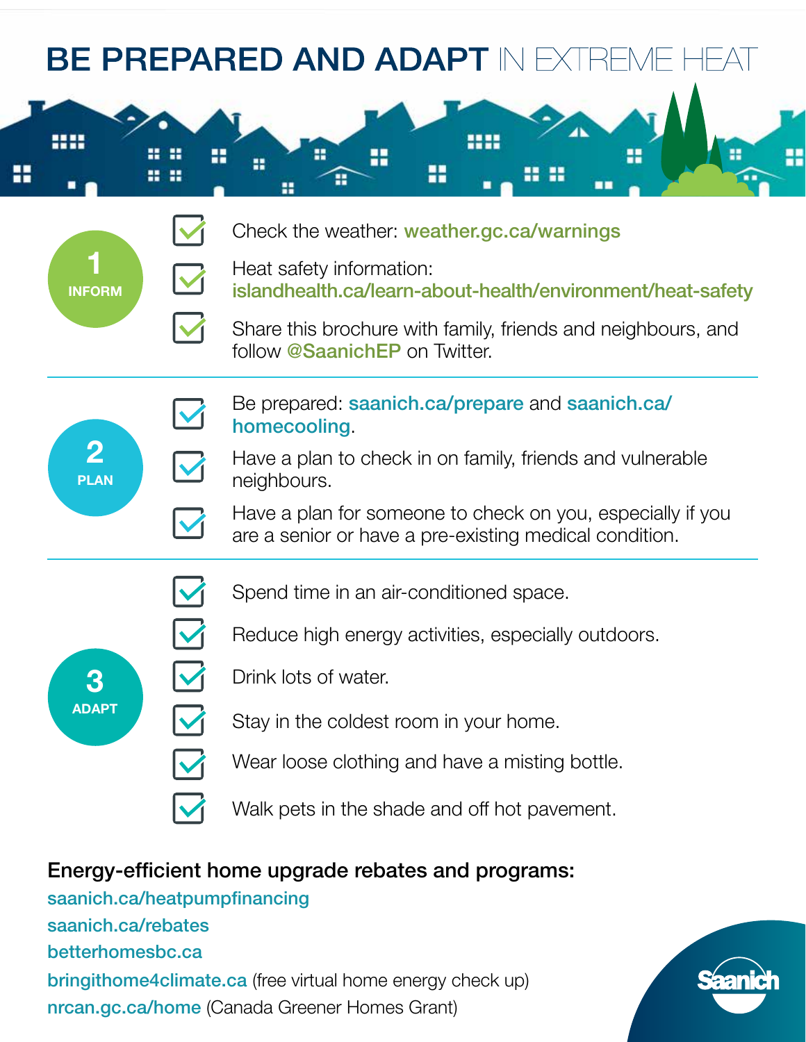# BE PREPARED AND ADAPT IN EXTREME HEAT

## 1 INFORM

- Check the weather: **weather.gc.ca/warnings**
- Heat safety information: **islandhealth.ca/learn-about-health/environment/heat-safety**
- Share this brochure with family, friends and neighbours, and follow **@SaanichEP** on Twitter.

## 2 PLAN

- Be prepared: **saanich.ca/prepare** and **saanich.ca/homecooling**.
- Have a plan to check in on family, friends and vulnerable neighbours.
- Have a plan for someone to check on you, especially if you are a senior or have a pre-existing medical condition.

## 3 ADAPT

- Spend time in an air-conditioned space.
- Reduce high energy activities, especially outdoors.
- Drink lots of water.
- Stay in the coldest room in your home.
- Wear loose clothing and have a misting bottle.
- Walk pets in the shade and off hot pavement.

**Energy-efficient home upgrade rebates and programs:**

saanich.ca/heatpumpfinancing

saanich.ca/rebates

betterhomesbc.ca

bringithome4climate.ca (free virtual home energy check up)

nrcan.gc.ca/home (Canada Greener Homes Grant)

Saanich